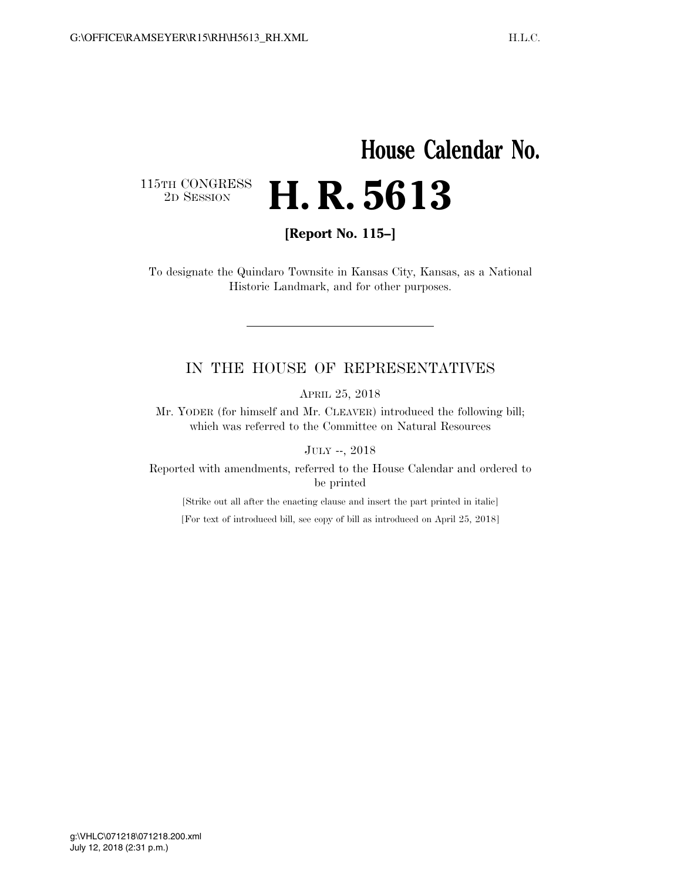# House Calendar No.

115TH CONGRESS
2D SESSION

# H. R. 5613

**[Report No. 115–]**

To designate the Quindaro Townsite in Kansas City, Kansas, as a National Historic Landmark, and for other purposes.

---

## IN THE HOUSE OF REPRESENTATIVES

APRIL 25, 2018

Mr. YODER (for himself and Mr. CLEAVER) introduced the following bill; which was referred to the Committee on Natural Resources

JULY --, 2018

Reported with amendments, referred to the House Calendar and ordered to be printed

[Strike out all after the enacting clause and insert the part printed in italic]

[For text of introduced bill, see copy of bill as introduced on April 25, 2018]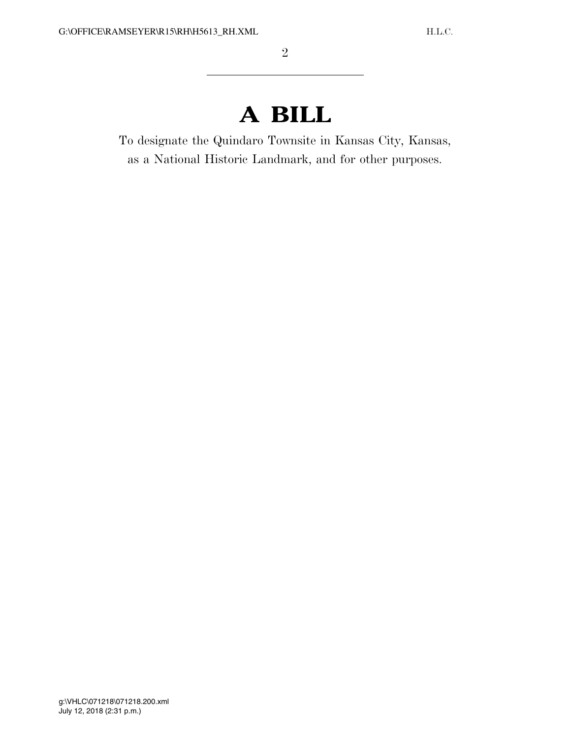# A BILL

To designate the Quindaro Townsite in Kansas City, Kansas, as a National Historic Landmark, and for other purposes.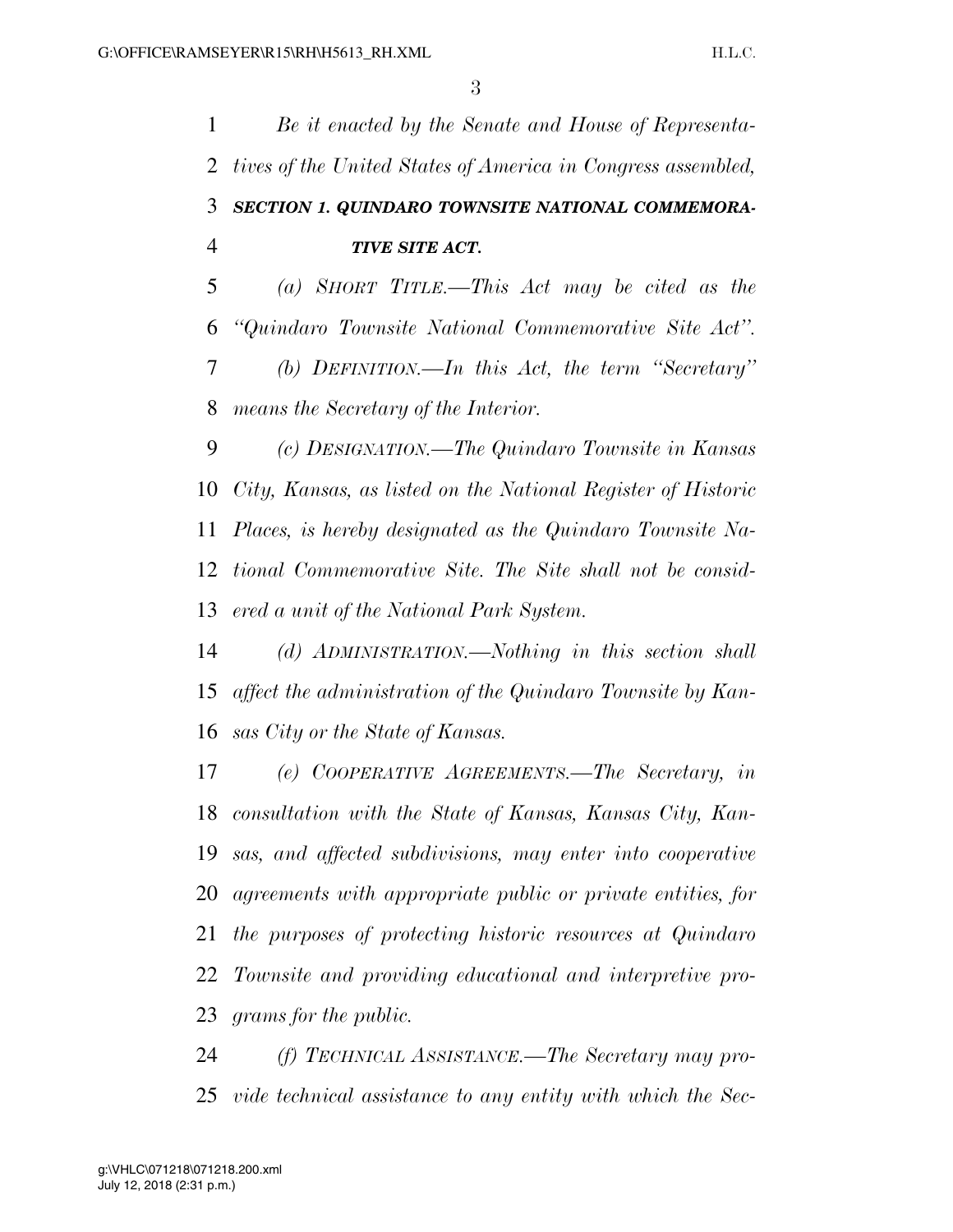*Be it enacted by the Senate and House of Representatives of the United States of America in Congress assembled,*

***SECTION 1. QUINDARO TOWNSITE NATIONAL COMMEMORATIVE SITE ACT.***

*(a) SHORT TITLE.—This Act may be cited as the "Quindaro Townsite National Commemorative Site Act".*

*(b) DEFINITION.—In this Act, the term "Secretary" means the Secretary of the Interior.*

*(c) DESIGNATION.—The Quindaro Townsite in Kansas City, Kansas, as listed on the National Register of Historic Places, is hereby designated as the Quindaro Townsite National Commemorative Site. The Site shall not be considered a unit of the National Park System.*

*(d) ADMINISTRATION.—Nothing in this section shall affect the administration of the Quindaro Townsite by Kansas City or the State of Kansas.*

*(e) COOPERATIVE AGREEMENTS.—The Secretary, in consultation with the State of Kansas, Kansas City, Kansas, and affected subdivisions, may enter into cooperative agreements with appropriate public or private entities, for the purposes of protecting historic resources at Quindaro Townsite and providing educational and interpretive programs for the public.*

*(f) TECHNICAL ASSISTANCE.—The Secretary may provide technical assistance to any entity with which the Sec-*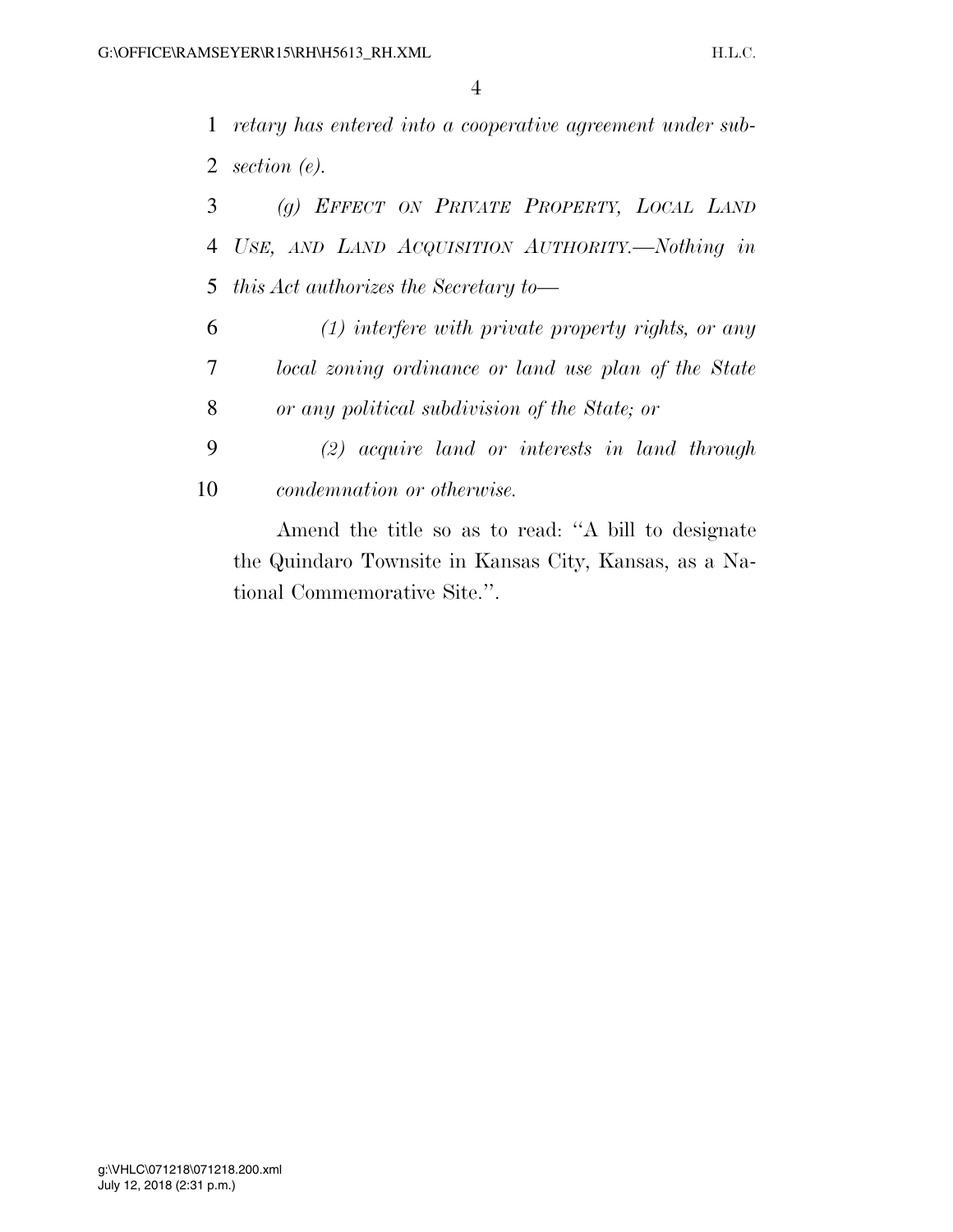*retary has entered into a cooperative agreement under subsection (e).*

*(g) EFFECT ON PRIVATE PROPERTY, LOCAL LAND USE, AND LAND ACQUISITION AUTHORITY.—Nothing in this Act authorizes the Secretary to—*

*(1) interfere with private property rights, or any local zoning ordinance or land use plan of the State or any political subdivision of the State; or*

*(2) acquire land or interests in land through condemnation or otherwise.*

Amend the title so as to read: ''A bill to designate the Quindaro Townsite in Kansas City, Kansas, as a National Commemorative Site.''.